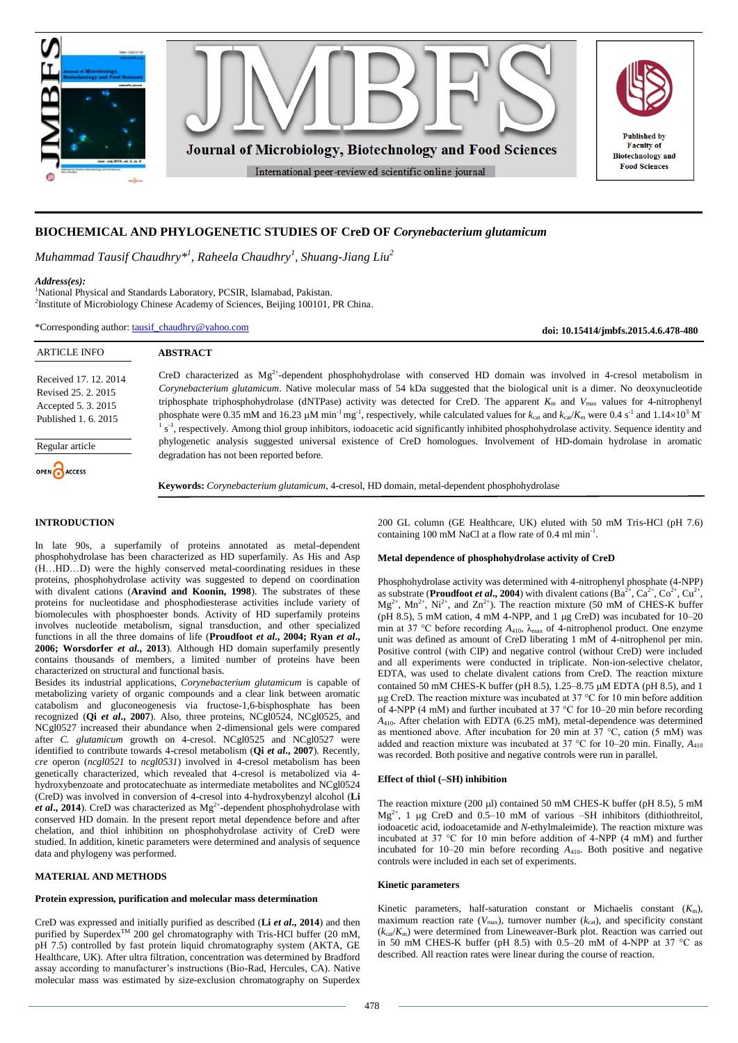# BIOCHEMICAL AND PHYLOGENETIC STUDIES OF CreD OF *Corynebacterium glutamicum*

*Muhammad Tausif Chaudhry*[*1], Raheela Chaudhry[1], Shuang-Jiang Liu[2]*

***Address(es):***
[1]National Physical and Standards Laboratory, PCSIR, Islamabad, Pakistan.
[2]Institute of Microbiology Chinese Academy of Sciences, Beijing 100101, PR China.

*Corresponding author: tausif_chaudhry@yahoo.com

**doi: 10.15414/jmbfs.2015.4.6.478-480**

| ARTICLE INFO |
|---|
| Received 17. 12. 2014 |
| Revised 25. 2. 2015 |
| Accepted 5. 3. 2015 |
| Published 1. 6. 2015 |
| Regular article |

## ABSTRACT

CreD characterized as $Mg^{2+}$-dependent phosphohydrolase with conserved HD domain was involved in 4-cresol metabolism in *Corynebacterium glutamicum*. Native molecular mass of 54 kDa suggested that the biological unit is a dimer. No deoxynucleotide triphosphate triphosphohydrolase (dNTPase) activity was detected for CreD. The apparent $K_m$ and $V_{max}$ values for 4-nitrophenyl phosphate were 0.35 mM and 16.23 μM $min^{-1} mg^{-1}$, respectively, while calculated values for $k_{cat}$ and $k_{cat}/K_m$ were 0.4 $s^{-1}$ and $1.14\times10^3$ $M^{-1}$ $s^{-1}$, respectively. Among thiol group inhibitors, iodoacetic acid significantly inhibited phosphohydrolase activity. Sequence identity and phylogenetic analysis suggested universal existence of CreD homologues. Involvement of HD-domain hydrolase in aromatic degradation has not been reported before.

**Keywords:** *Corynebacterium glutamicum*, 4-cresol, HD domain, metal-dependent phosphohydrolase

## INTRODUCTION

In late 90s, a superfamily of proteins annotated as metal-dependent phosphohydrolase has been characterized as HD superfamily. As His and Asp (H…HD…D) were the highly conserved metal-coordinating residues in these proteins, phosphohydrolase activity was suggested to depend on coordination with divalent cations (**Aravind and Koonin, 1998**). The substrates of these proteins for nucleotidase and phosphodiesterase activities include variety of biomolecules with phosphoester bonds. Activity of HD superfamily proteins involves nucleotide metabolism, signal transduction, and other specialized functions in all the three domains of life (**Proudfoot *et al.*, 2004; Ryan *et al.*, 2006; Worsdorfer *et al.*, 2013**). Although HD domain superfamily presently contains thousands of members, a limited number of proteins have been characterized on structural and functional basis.

Besides its industrial applications, *Corynebacterium glutamicum* is capable of metabolizing variety of organic compounds and a clear link between aromatic catabolism and gluconeogenesis via fructose-1,6-bisphosphate has been recognized (**Qi *et al.*, 2007**). Also, three proteins, NCgl0524, NCgl0525, and NCgl0527 increased their abundance when 2-dimensional gels were compared after *C. glutamicum* growth on 4-cresol. NCgl0525 and NCgl0527 were identified to contribute towards 4-cresol metabolism (**Qi *et al.*, 2007**). Recently, *cre* operon (*ncgl0521* to *ncgl0531*) involved in 4-cresol metabolism has been genetically characterized, which revealed that 4-cresol is metabolized via 4-hydroxybenzoate and protocatechuate as intermediate metabolites and NCgl0524 (CreD) was involved in conversion of 4-cresol into 4-hydroxybenzyl alcohol (**Li *et al.*, 2014**). CreD was characterized as $Mg^{2+}$-dependent phosphohydrolase with conserved HD domain. In the present report metal dependence before and after chelation, and thiol inhibition on phosphohydrolase activity of CreD were studied. In addition, kinetic parameters were determined and analysis of sequence data and phylogeny was performed.

## MATERIAL AND METHODS

### Protein expression, purification and molecular mass determination

CreD was expressed and initially purified as described (**Li *et al.*, 2014**) and then purified by Superdex[TM] 200 gel chromatography with Tris-HCl buffer (20 mM, pH 7.5) controlled by fast protein liquid chromatography system (AKTA, GE Healthcare, UK). After ultra filtration, concentration was determined by Bradford assay according to manufacturer's instructions (Bio-Rad, Hercules, CA). Native molecular mass was estimated by size-exclusion chromatography on Superdex 200 GL column (GE Healthcare, UK) eluted with 50 mM Tris-HCl (pH 7.6) containing 100 mM NaCl at a flow rate of 0.4 ml $min^{-1}$.

### Metal dependence of phosphohydrolase activity of CreD

Phosphohydrolase activity was determined with 4-nitrophenyl phosphate (4-NPP) as substrate (**Proudfoot *et al.*, 2004**) with divalent cations ($Ba^{2+}$, $Ca^{2+}$, $Co^{2+}$, $Cu^{2+}$, $Mg^{2+}$, $Mn^{2+}$, $Ni^{2+}$, and $Zn^{2+}$). The reaction mixture (50 mM of CHES-K buffer (pH 8.5), 5 mM cation, 4 mM 4-NPP, and 1 μg CreD) was incubated for 10–20 min at 37 °C before recording $A_{410}$, $\lambda_{max}$ of 4-nitrophenol product. One enzyme unit was defined as amount of CreD liberating 1 mM of 4-nitrophenol per min. Positive control (with CIP) and negative control (without CreD) were included and all experiments were conducted in triplicate. Non-ion-selective chelator, EDTA, was used to chelate divalent cations from CreD. The reaction mixture contained 50 mM CHES-K buffer (pH 8.5), 1.25–8.75 μM EDTA (pH 8.5), and 1 μg CreD. The reaction mixture was incubated at 37 °C for 10 min before addition of 4-NPP (4 mM) and further incubated at 37 °C for 10–20 min before recording $A_{410}$. After chelation with EDTA (6.25 mM), metal-dependence was determined as mentioned above. After incubation for 20 min at 37 °C, cation (5 mM) was added and reaction mixture was incubated at 37 °C for 10–20 min. Finally, $A_{410}$ was recorded. Both positive and negative controls were run in parallel.

### Effect of thiol (–SH) inhibition

The reaction mixture (200 μl) contained 50 mM CHES-K buffer (pH 8.5), 5 mM $Mg^{2+}$, 1 μg CreD and 0.5–10 mM of various –SH inhibitors (dithiothreitol, iodoacetic acid, iodoacetamide and *N*-ethylmaleimide). The reaction mixture was incubated at 37 °C for 10 min before addition of 4-NPP (4 mM) and further incubated for 10–20 min before recording $A_{410}$. Both positive and negative controls were included in each set of experiments.

### Kinetic parameters

Kinetic parameters, half-saturation constant or Michaelis constant ($K_m$), maximum reaction rate ($V_{max}$), turnover number ($k_{cat}$), and specificity constant ($k_{cat}/K_m$) were determined from Lineweaver-Burk plot. Reaction was carried out in 50 mM CHES-K buffer (pH 8.5) with 0.5–20 mM of 4-NPP at 37 °C as described. All reaction rates were linear during the course of reaction.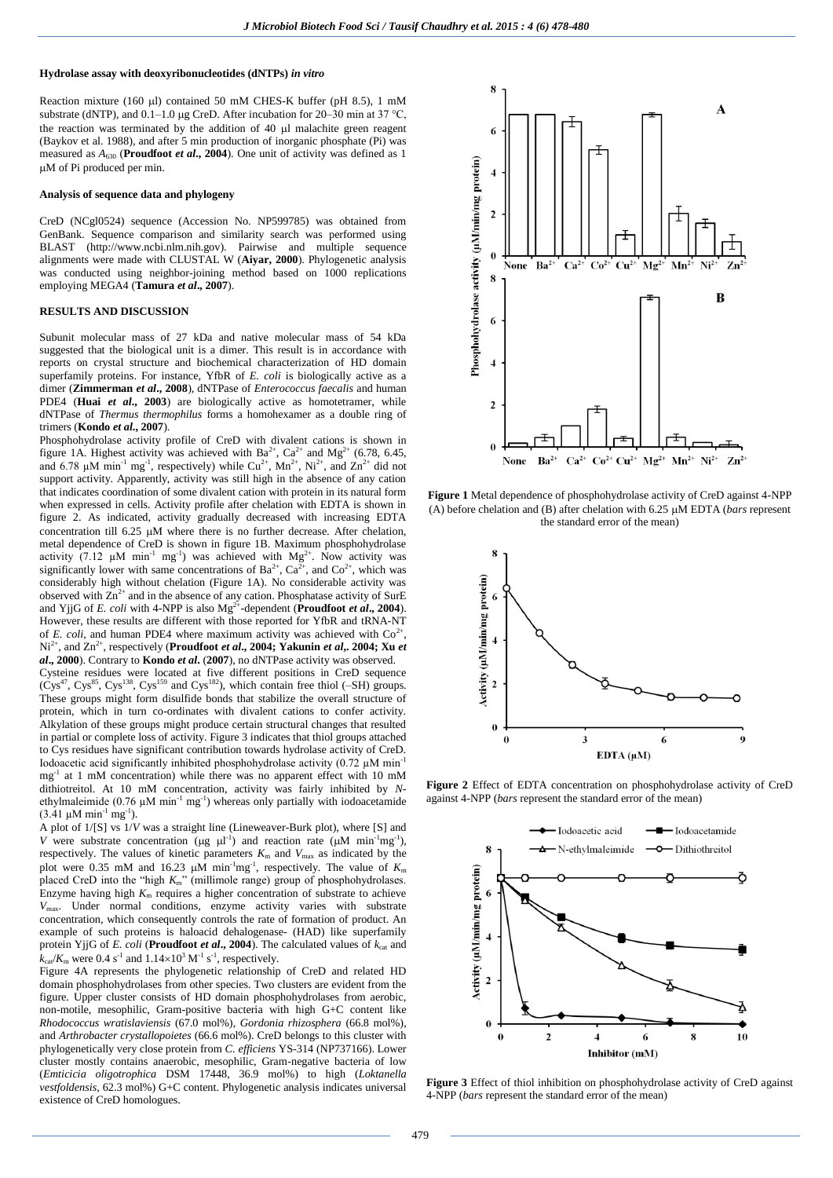#### Hydrolase assay with deoxyribonucleotides (dNTPs) *in vitro*

Reaction mixture (160 μl) contained 50 mM CHES-K buffer (pH 8.5), 1 mM substrate (dNTP), and 0.1–1.0 μg CreD. After incubation for 20–30 min at 37 °C, the reaction was terminated by the addition of 40 μl malachite green reagent (Baykov et al. 1988), and after 5 min production of inorganic phosphate (Pi) was measured as $A_{630}$ (**Proudfoot *et al*., 2004**). One unit of activity was defined as 1 μM of Pi produced per min.

#### Analysis of sequence data and phylogeny

CreD (NCgl0524) sequence (Accession No. NP599785) was obtained from GenBank. Sequence comparison and similarity search was performed using BLAST (http://www.ncbi.nlm.nih.gov). Pairwise and multiple sequence alignments were made with CLUSTAL W (**Aiyar, 2000**). Phylogenetic analysis was conducted using neighbor-joining method based on 1000 replications employing MEGA4 (**Tamura *et al*., 2007**).

## RESULTS AND DISCUSSION

Subunit molecular mass of 27 kDa and native molecular mass of 54 kDa suggested that the biological unit is a dimer. This result is in accordance with reports on crystal structure and biochemical characterization of HD domain superfamily proteins. For instance, YfbR of *E. coli* is biologically active as a dimer (**Zimmerman *et al*., 2008**), dNTPase of *Enterococcus faecalis* and human PDE4 (**Huai *et al*., 2003**) are biologically active as homotetramer, while dNTPase of *Thermus thermophilus* forms a homohexamer as a double ring of trimers (**Kondo *et al*., 2007**).

Phosphohydrolase activity profile of CreD with divalent cations is shown in figure 1A. Highest activity was achieved with $Ba^{2+}$, $Ca^{2+}$ and $Mg^{2+}$ (6.78, 6.45, and 6.78 μM min$^{-1}$ mg$^{-1}$, respectively) while $Cu^{2+}$, $Mn^{2+}$, $Ni^{2+}$, and $Zn^{2+}$ did not support activity. Apparently, activity was still high in the absence of any cation that indicates coordination of some divalent cation with protein in its natural form when expressed in cells. Activity profile after chelation with EDTA is shown in figure 2. As indicated, activity gradually decreased with increasing EDTA concentration till 6.25 μM where there is no further decrease. After chelation, metal dependence of CreD is shown in figure 1B. Maximum phosphohydrolase activity (7.12 μM min$^{-1}$ mg$^{-1}$) was achieved with $Mg^{2+}$. Now activity was significantly lower with same concentrations of $Ba^{2+}$, $Ca^{2+}$, and $Co^{2+}$, which was considerably high without chelation (Figure 1A). No considerable activity was observed with $Zn^{2+}$ and in the absence of any cation. Phosphatase activity of SurE and YjjG of *E. coli* with 4-NPP is also $Mg^{2+}$-dependent (**Proudfoot *et al*., 2004**). However, these results are different with those reported for YfbR and tRNA-NT of *E. coli*, and human PDE4 where maximum activity was achieved with $Co^{2+}$, $Ni^{2+}$, and $Zn^{2+}$, respectively (**Proudfoot *et al*., 2004; Yakunin *et al*,. 2004; Xu *et al*., 2000**). Contrary to **Kondo *et al*. (2007)**, no dNTPase activity was observed.

Cysteine residues were located at five different positions in CreD sequence ($Cys^{47}$, $Cys^{85}$, $Cys^{138}$, $Cys^{159}$ and $Cys^{182}$), which contain free thiol (–SH) groups. These groups might form disulfide bonds that stabilize the overall structure of protein, which in turn co-ordinates with divalent cations to confer activity. Alkylation of these groups might produce certain structural changes that resulted in partial or complete loss of activity. Figure 3 indicates that thiol groups attached to Cys residues have significant contribution towards hydrolase activity of CreD. Iodoacetic acid significantly inhibited phosphohydrolase activity (0.72 μM min$^{-1}$ mg$^{-1}$ at 1 mM concentration) while there was no apparent effect with 10 mM dithiothreitol. At 10 mM concentration, activity was fairly inhibited by *N*-ethylmaleimide (0.76 μM min$^{-1}$ mg$^{-1}$) whereas only partially with iodoacetamide (3.41 μM min$^{-1}$ mg$^{-1}$).

A plot of 1/[S] vs 1/*V* was a straight line (Lineweaver-Burk plot), where [S] and *V* were substrate concentration (μg μl$^{-1}$) and reaction rate (μM min$^{-1}$mg$^{-1}$), respectively. The values of kinetic parameters $K_m$ and $V_{max}$ as indicated by the plot were 0.35 mM and 16.23 μM min$^{-1}$mg$^{-1}$, respectively. The value of $K_m$ placed CreD into the "high $K_m$" (millimole range) group of phosphohydrolases. Enzyme having high $K_m$ requires a higher concentration of substrate to achieve $V_{max}$. Under normal conditions, enzyme activity varies with substrate concentration, which consequently controls the rate of formation of product. An example of such proteins is haloacid dehalogenase- (HAD) like superfamily protein YjjG of *E. coli* (**Proudfoot *et al*., 2004**). The calculated values of $k_{cat}$ and $k_{cat}/K_m$ were 0.4 s$^{-1}$ and $1.14{\times}10^3$ M$^{-1}$ s$^{-1}$, respectively.

Figure 4A represents the phylogenetic relationship of CreD and related HD domain phosphohydrolases from other species. Two clusters are evident from the figure. Upper cluster consists of HD domain phosphohydrolases from aerobic, non-motile, mesophilic, Gram-positive bacteria with high G+C content like *Rhodococcus wratislaviensis* (67.0 mol%), *Gordonia rhizosphera* (66.8 mol%), and *Arthrobacter crystallopoietes* (66.6 mol%). CreD belongs to this cluster with phylogenetically very close protein from *C. efficiens* YS-314 (NP737166). Lower cluster mostly contains anaerobic, mesophilic, Gram-negative bacteria of low (*Emticicia oligotrophica* DSM 17448, 36.9 mol%) to high (*Loktanella vestfoldensis*, 62.3 mol%) G+C content. Phylogenetic analysis indicates universal existence of CreD homologues.

**Figure 1** Metal dependence of phosphohydrolase activity of CreD against 4-NPP (A) before chelation and (B) after chelation with 6.25 μM EDTA (*bars* represent the standard error of the mean)

**Figure 2** Effect of EDTA concentration on phosphohydrolase activity of CreD against 4-NPP (*bars* represent the standard error of the mean)

**Figure 3** Effect of thiol inhibition on phosphohydrolase activity of CreD against 4-NPP (*bars* represent the standard error of the mean)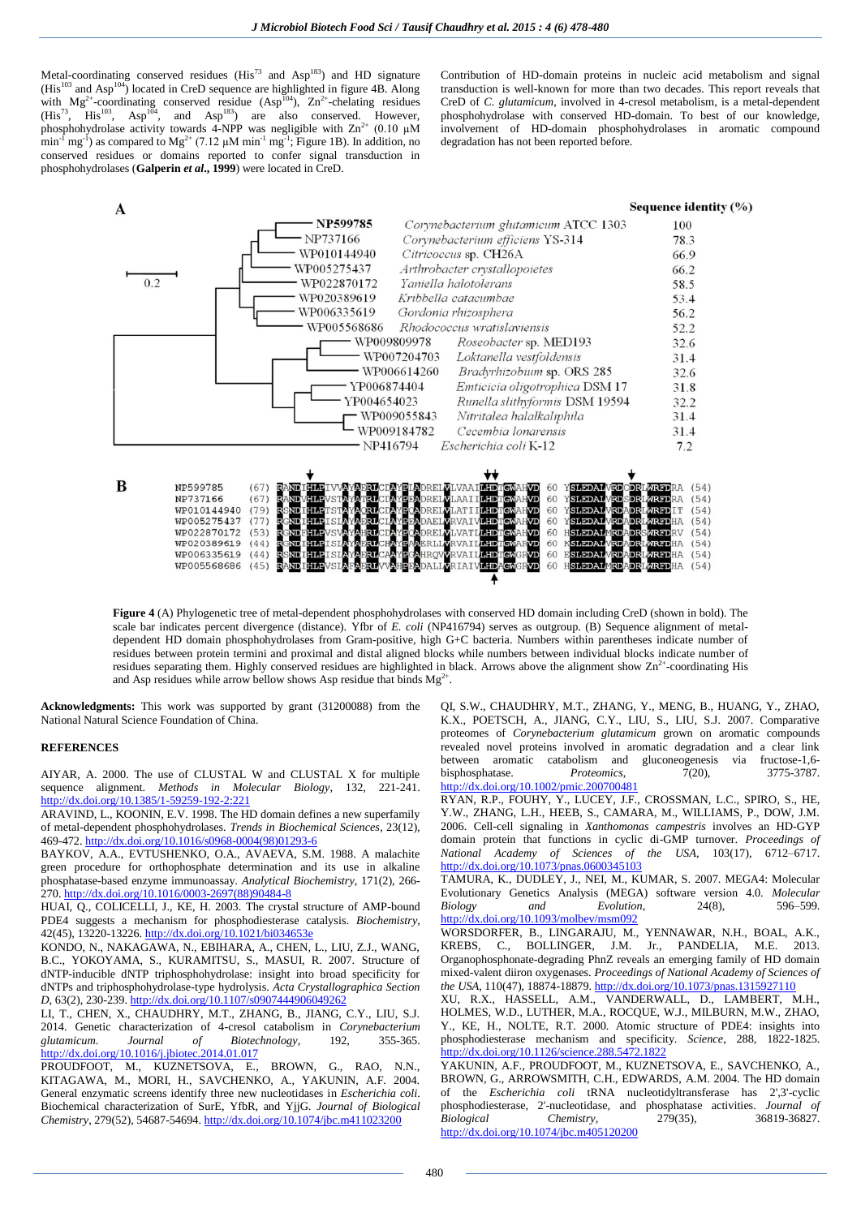Metal-coordinating conserved residues (His[73] and Asp[183]) and HD signature (His[103] and Asp[104]) located in CreD sequence are highlighted in figure 4B. Along with $Mg^{2+}$-coordinating conserved residue (Asp[104]), $Zn^{2+}$-chelating residues (His[73], His[103], Asp[104], and Asp[183]) are also conserved. However, phosphohydrolase activity towards 4-NPP was negligible with $Zn^{2+}$ (0.10 µM $min^{-1}$ $mg^{-1}$) as compared to $Mg^{2+}$ (7.12 µM $min^{-1}$ $mg^{-1}$; Figure 1B). In addition, no conserved residues or domains reported to confer signal transduction in phosphohydrolases (**Galperin *et al*., 1999**) were located in CreD.

Contribution of HD-domain proteins in nucleic acid metabolism and signal transduction is well-known for more than two decades. This report reveals that CreD of *C. glutamicum*, involved in 4-cresol metabolism, is a metal-dependent phosphohydrolase with conserved HD-domain. To best of our knowledge, involvement of HD-domain phosphohydrolases in aromatic compound degradation has not been reported before.

A

Sequence identity (%)

0.2

NP599785 *Corynebacterium glutamicum* ATCC 1303 100
NP737166 *Corynebacterium efficiens* YS-314 78.3
WP010144940 *Citricoccus* sp. CH26A 66.9
WP005275437 *Arthrobacter crystallopoietes* 66.2
WP022870172 *Yaniella halotolerans* 58.5
WP020389619 *Kribbella catacumbae* 53.4
WP006335619 *Gordonia rhizosphera* 56.2
WP005568686 *Rhodococcus wratislaviensis* 52.2
WP009809978 *Roseobacter* sp. MED193 32.6
WP007204703 *Loktanella vestfoldensis* 31.4
WP006614260 *Bradyrhizobium* sp. ORS 285 32.6
YP006874404 *Emticicia oligotrophica* DSM 17 31.8
YP004654023 *Runella slithyformis* DSM 19594 32.2
WP009055843 *Nitritalea halalkaliphila* 31.4
WP009184782 *Cecembia lonarensis* 31.4
NP416794 *Escherichia coli* K-12 7.2

B

NP599785 (67) RANDIHLPTVVAYARRLCDAYPEADRELVLVAAILHDIGWAHVD 60 YSLEDALVRDCDRLWRFDRA (54)
NP737166 (67) RANDVHLPVSTAVAERLCEAYPEADRELVLAAILHDIGWAHVD 60 YSLEDALVRDSDRLWRFDRA (54)
WP010144940 (79) RSNDLHLPTSTAVARRLCDAYPEADRELVLATIILHDIGWAHVD 60 YSLEDALVRDADRLWRFDIT (54)
WP005275437 (77) RGNDLHLPISIAVAERLCIAYPEADAELVRVAILHDIGWAHVD 60 YSLEDALVRDADRLWRFDHA (54)
WP022870172 (53) RGNDLHLPVSVAVAERLCHAYPEADRELVLVATILHDIGWAHVD 60 HSLEDALMRDADRSWRFDRV (54)
WP020389619 (44) RGNDLHLPISIAVAERLCHAYPEAERLIVRVAILHDIGWAEVD 60 KSLEDALVRDADRLWRFDHA (54)
WP006335619 (44) RSNDLHLPISIAVAERLCAAYPEAHRQVVRVAILHDIGWGRVD 60 ESLEDALVRDADRLWRFDHA (54)
WP005568686 (45) RANDLHLPVSIAEAERLVVAHPEADALLVRIAIVLHDAGWGRVD 60 HSLEDALMRDADRLWRFDHA (54)

**Figure 4** (A) Phylogenetic tree of metal-dependent phosphohydrolases with conserved HD domain including CreD (shown in bold). The scale bar indicates percent divergence (distance). Yfbr of *E. coli* (NP416794) serves as outgroup. (B) Sequence alignment of metal-dependent HD domain phosphohydrolases from Gram-positive, high G+C bacteria. Numbers within parentheses indicate number of residues between protein termini and proximal and distal aligned blocks while numbers between individual blocks indicate number of residues separating them. Highly conserved residues are highlighted in black. Arrows above the alignment show $Zn^{2+}$-coordinating His and Asp residues while arrow bellow shows Asp residue that binds $Mg^{2+}$.

**Acknowledgments:** This work was supported by grant (31200088) from the National Natural Science Foundation of China.

## REFERENCES

AIYAR, A. 2000. The use of CLUSTAL W and CLUSTAL X for multiple sequence alignment. *Methods in Molecular Biology*, 132, 221-241. http://dx.doi.org/10.1385/1-59259-192-2:221

ARAVIND, L., KOONIN, E.V. 1998. The HD domain defines a new superfamily of metal-dependent phosphohydrolases. *Trends in Biochemical Sciences*, 23(12), 469-472. http://dx.doi.org/10.1016/s0968-0004(98)01293-6

BAYKOV, A.A., EVTUSHENKO, O.A., AVAEVA, S.M. 1988. A malachite green procedure for orthophosphate determination and its use in alkaline phosphatase-based enzyme immunoassay. *Analytical Biochemistry*, 171(2), 266-270. http://dx.doi.org/10.1016/0003-2697(88)90484-8

HUAI, Q., COLICELLI, J., KE, H. 2003. The crystal structure of AMP-bound PDE4 suggests a mechanism for phosphodiesterase catalysis. *Biochemistry*, 42(45), 13220-13226. http://dx.doi.org/10.1021/bi034653e

KONDO, N., NAKAGAWA, N., EBIHARA, A., CHEN, L., LIU, Z.J., WANG, B.C., YOKOYAMA, S., KURAMITSU, S., MASUI, R. 2007. Structure of dNTP-inducible dNTP triphosphohydrolase: insight into broad specificity for dNTPs and triphosphohydrolase-type hydrolysis. *Acta Crystallographica Section D*, 63(2), 230-239. http://dx.doi.org/10.1107/s0907444906049262

LI, T., CHEN, X., CHAUDHRY, M.T., ZHANG, B., JIANG, C.Y., LIU, S.J. 2014. Genetic characterization of 4-cresol catabolism in *Corynebacterium glutamicum*. *Journal of Biotechnology*, 192, 355-365. http://dx.doi.org/10.1016/j.jbiotec.2014.01.017

PROUDFOOT, M., KUZNETSOVA, E., BROWN, G., RAO, N.N., KITAGAWA, M., MORI, H., SAVCHENKO, A., YAKUNIN, A.F. 2004. General enzymatic screens identify three new nucleotidases in *Escherichia coli*. Biochemical characterization of SurE, YfbR, and YjjG. *Journal of Biological Chemistry*, 279(52), 54687-54694. http://dx.doi.org/10.1074/jbc.m411023200

QI, S.W., CHAUDHRY, M.T., ZHANG, Y., MENG, B., HUANG, Y., ZHAO, K.X., POETSCH, A., JIANG, C.Y., LIU, S., LIU, S.J. 2007. Comparative proteomes of *Corynebacterium glutamicum* grown on aromatic compounds revealed novel proteins involved in aromatic degradation and a clear link between aromatic catabolism and gluconeogenesis via fructose-1,6-bisphosphatase. *Proteomics*, 7(20), 3775-3787. http://dx.doi.org/10.1002/pmic.200700481

RYAN, R.P., FOUHY, Y., LUCEY, J.F., CROSSMAN, L.C., SPIRO, S., HE, Y.W., ZHANG, L.H., HEEB, S., CAMARA, M., WILLIAMS, P., DOW, J.M. 2006. Cell-cell signaling in *Xanthomonas campestris* involves an HD-GYP domain protein that functions in cyclic di-GMP turnover. *Proceedings of National Academy of Sciences of the USA*, 103(17), 6712–6717. http://dx.doi.org/10.1073/pnas.0600345103

TAMURA, K., DUDLEY, J., NEI, M., KUMAR, S. 2007. MEGA4: Molecular Evolutionary Genetics Analysis (MEGA) software version 4.0. *Molecular Biology and Evolution*, 24(8), 596–599. http://dx.doi.org/10.1093/molbev/msm092

WORSDORFER, B., LINGARAJU, M., YENNAWAR, N.H., BOAL, A.K., KREBS, C., BOLLINGER, J.M. Jr., PANDELIA, M.E. 2013. Organophosphonate-degrading PhnZ reveals an emerging family of HD domain mixed-valent diiron oxygenases. *Proceedings of National Academy of Sciences of the USA*, 110(47), 18874-18879. http://dx.doi.org/10.1073/pnas.1315927110

XU, R.X., HASSELL, A.M., VANDERWALL, D., LAMBERT, M.H., HOLMES, W.D., LUTHER, M.A., ROCQUE, W.J., MILBURN, M.W., ZHAO, Y., KE, H., NOLTE, R.T. 2000. Atomic structure of PDE4: insights into phosphodiesterase mechanism and specificity. *Science*, 288, 1822-1825. http://dx.doi.org/10.1126/science.288.5472.1822

YAKUNIN, A.F., PROUDFOOT, M., KUZNETSOVA, E., SAVCHENKO, A., BROWN, G., ARROWSMITH, C.H., EDWARDS, A.M. 2004. The HD domain of the *Escherichia coli* tRNA nucleotidyltransferase has 2',3'-cyclic phosphodiesterase, 2'-nucleotidase, and phosphatase activities. *Journal of Biological Chemistry*, 279(35), 36819-36827. http://dx.doi.org/10.1074/jbc.m405120200